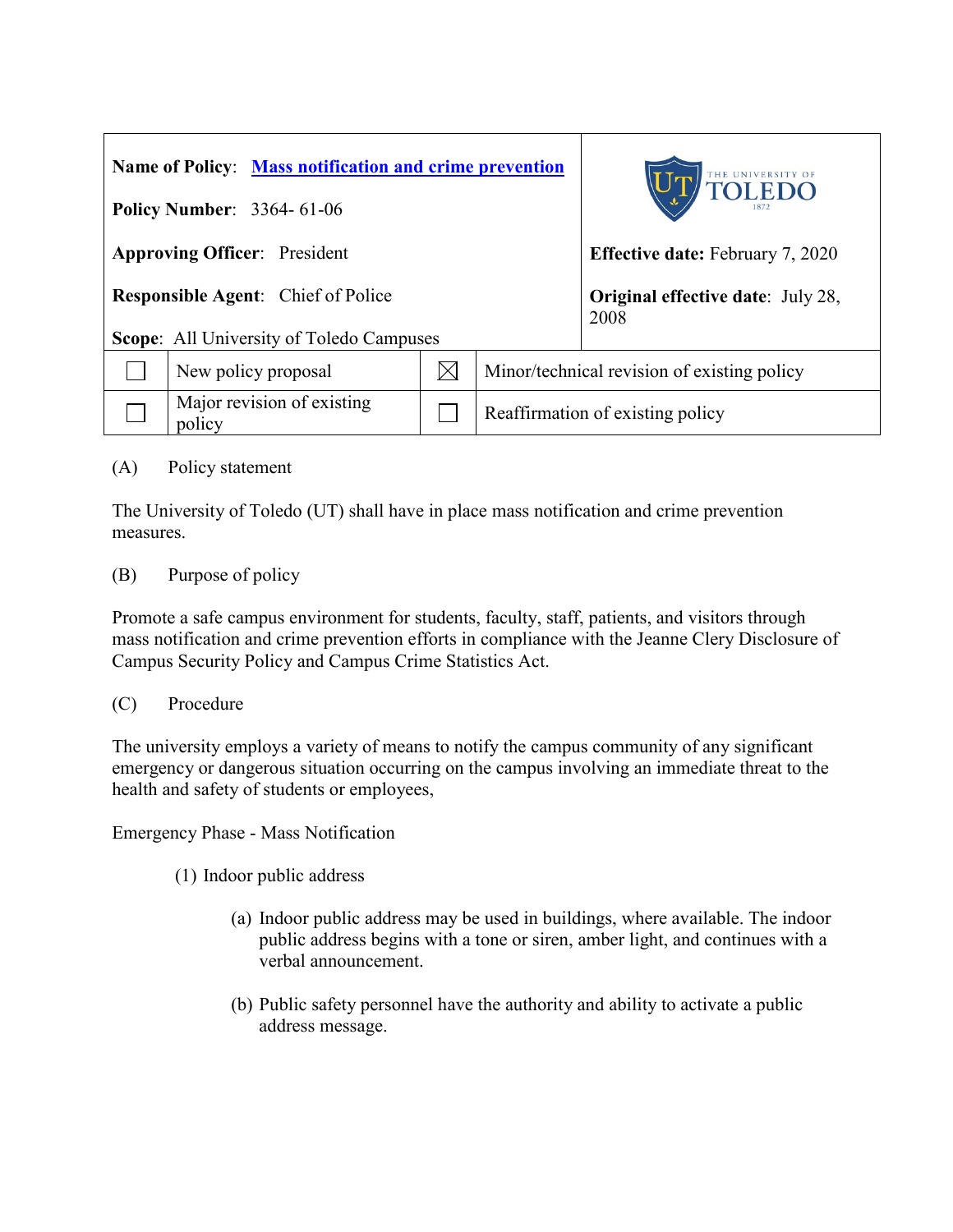| Name of Policy: **Mass notification and crime prevention** | | | The University of Toledo 1872 |
|---|---|---|---|
| **Policy Number**: 3364- 61-06 | | | |
| **Approving Officer**: President | | | **Effective date:** February 7, 2020 |
| **Responsible Agent**: Chief of Police | | | **Original effective date**: July 28, 2008 |
| **Scope**: All University of Toledo Campuses | | | |
| ☐ | New policy proposal | ☒ | Minor/technical revision of existing policy |
| ☐ | Major revision of existing policy | ☐ | Reaffirmation of existing policy |

(A) Policy statement

The University of Toledo (UT) shall have in place mass notification and crime prevention measures.

(B) Purpose of policy

Promote a safe campus environment for students, faculty, staff, patients, and visitors through mass notification and crime prevention efforts in compliance with the Jeanne Clery Disclosure of Campus Security Policy and Campus Crime Statistics Act.

(C) Procedure

The university employs a variety of means to notify the campus community of any significant emergency or dangerous situation occurring on the campus involving an immediate threat to the health and safety of students or employees,

Emergency Phase - Mass Notification

(1) Indoor public address

(a) Indoor public address may be used in buildings, where available. The indoor public address begins with a tone or siren, amber light, and continues with a verbal announcement.

(b) Public safety personnel have the authority and ability to activate a public address message.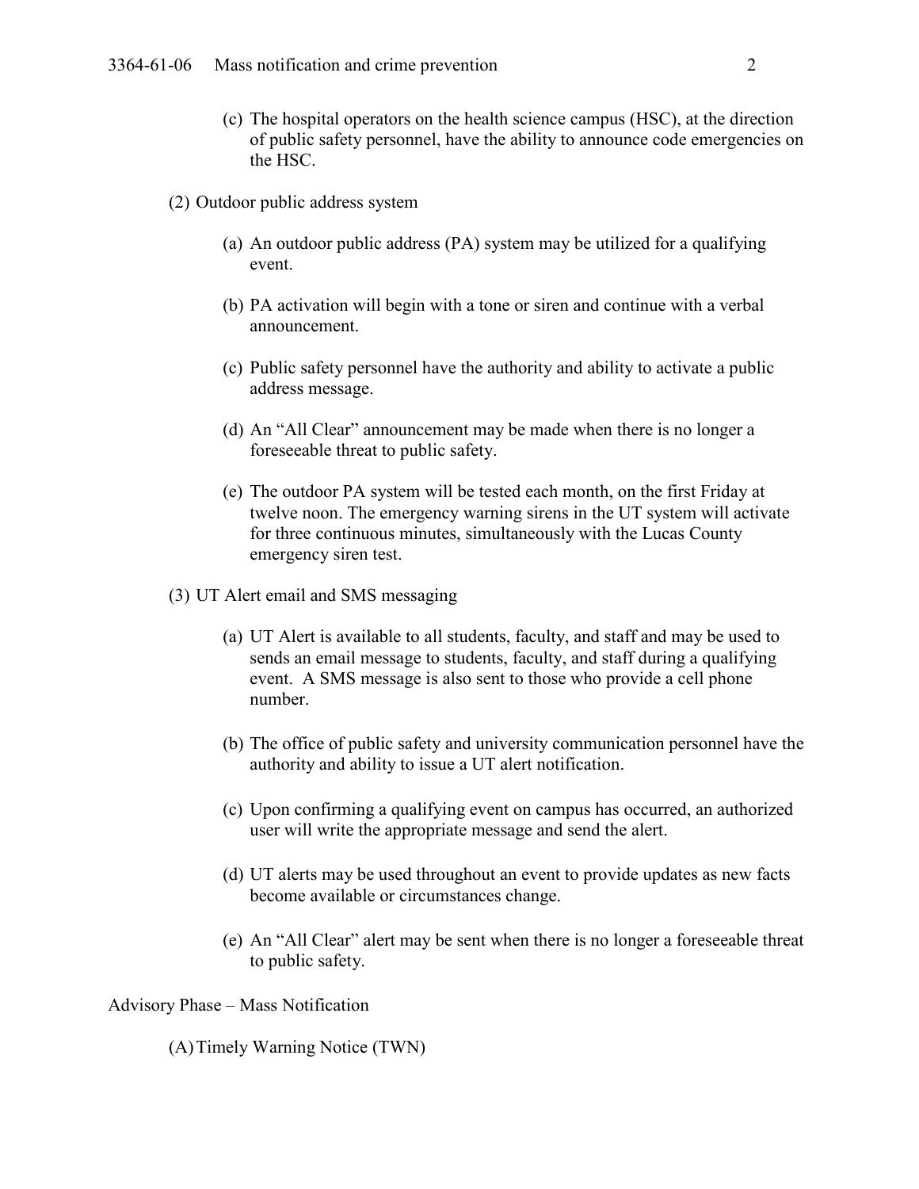(c) The hospital operators on the health science campus (HSC), at the direction of public safety personnel, have the ability to announce code emergencies on the HSC.

(2) Outdoor public address system

(a) An outdoor public address (PA) system may be utilized for a qualifying event.

(b) PA activation will begin with a tone or siren and continue with a verbal announcement.

(c) Public safety personnel have the authority and ability to activate a public address message.

(d) An "All Clear" announcement may be made when there is no longer a foreseeable threat to public safety.

(e) The outdoor PA system will be tested each month, on the first Friday at twelve noon. The emergency warning sirens in the UT system will activate for three continuous minutes, simultaneously with the Lucas County emergency siren test.

(3) UT Alert email and SMS messaging

(a) UT Alert is available to all students, faculty, and staff and may be used to sends an email message to students, faculty, and staff during a qualifying event. A SMS message is also sent to those who provide a cell phone number.

(b) The office of public safety and university communication personnel have the authority and ability to issue a UT alert notification.

(c) Upon confirming a qualifying event on campus has occurred, an authorized user will write the appropriate message and send the alert.

(d) UT alerts may be used throughout an event to provide updates as new facts become available or circumstances change.

(e) An "All Clear" alert may be sent when there is no longer a foreseeable threat to public safety.

Advisory Phase – Mass Notification

(A) Timely Warning Notice (TWN)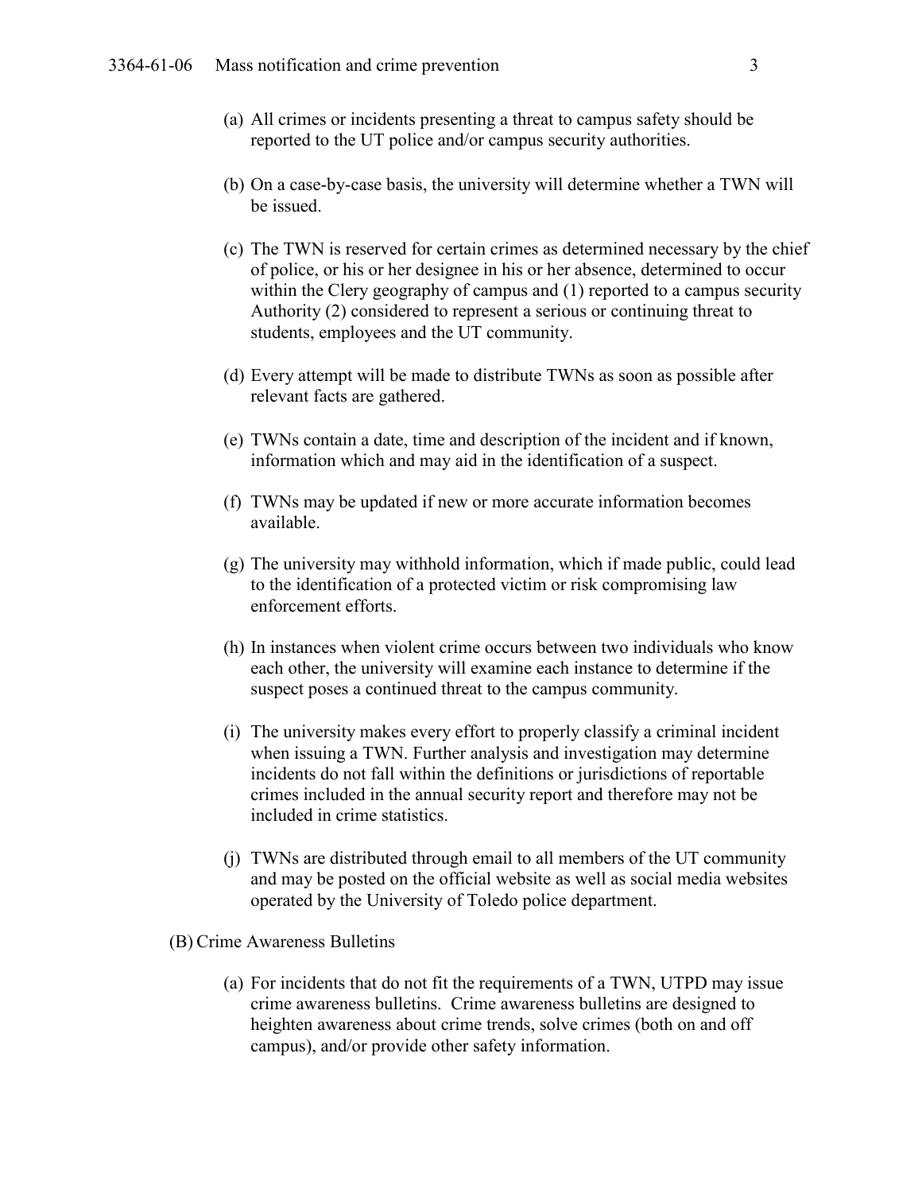(a) All crimes or incidents presenting a threat to campus safety should be reported to the UT police and/or campus security authorities.

(b) On a case-by-case basis, the university will determine whether a TWN will be issued.

(c) The TWN is reserved for certain crimes as determined necessary by the chief of police, or his or her designee in his or her absence, determined to occur within the Clery geography of campus and (1) reported to a campus security Authority (2) considered to represent a serious or continuing threat to students, employees and the UT community.

(d) Every attempt will be made to distribute TWNs as soon as possible after relevant facts are gathered.

(e) TWNs contain a date, time and description of the incident and if known, information which and may aid in the identification of a suspect.

(f) TWNs may be updated if new or more accurate information becomes available.

(g) The university may withhold information, which if made public, could lead to the identification of a protected victim or risk compromising law enforcement efforts.

(h) In instances when violent crime occurs between two individuals who know each other, the university will examine each instance to determine if the suspect poses a continued threat to the campus community.

(i) The university makes every effort to properly classify a criminal incident when issuing a TWN. Further analysis and investigation may determine incidents do not fall within the definitions or jurisdictions of reportable crimes included in the annual security report and therefore may not be included in crime statistics.

(j) TWNs are distributed through email to all members of the UT community and may be posted on the official website as well as social media websites operated by the University of Toledo police department.

(B) Crime Awareness Bulletins

(a) For incidents that do not fit the requirements of a TWN, UTPD may issue crime awareness bulletins. Crime awareness bulletins are designed to heighten awareness about crime trends, solve crimes (both on and off campus), and/or provide other safety information.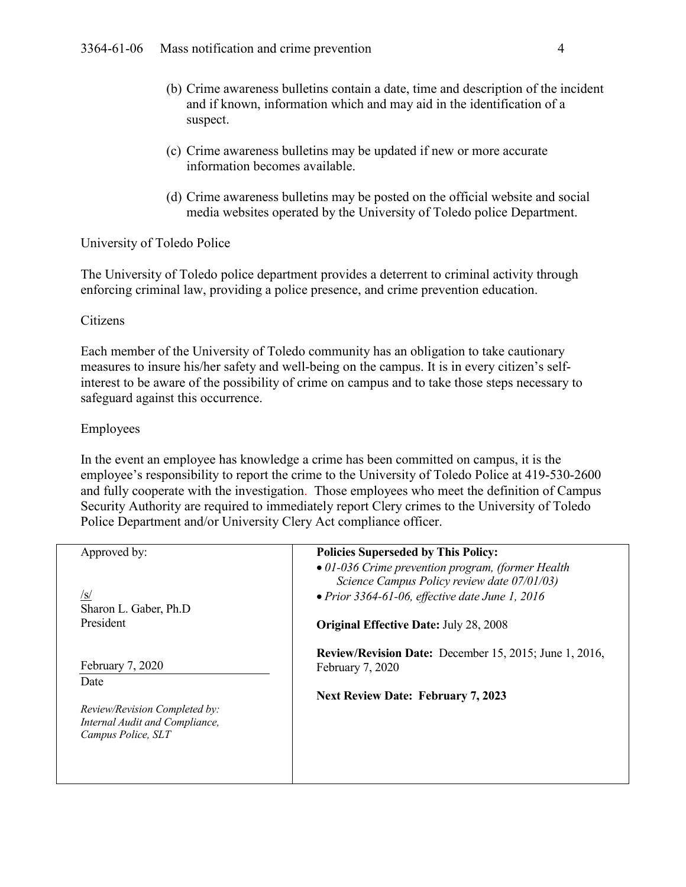(b) Crime awareness bulletins contain a date, time and description of the incident and if known, information which and may aid in the identification of a suspect.

(c) Crime awareness bulletins may be updated if new or more accurate information becomes available.

(d) Crime awareness bulletins may be posted on the official website and social media websites operated by the University of Toledo police Department.

University of Toledo Police

The University of Toledo police department provides a deterrent to criminal activity through enforcing criminal law, providing a police presence, and crime prevention education.

Citizens

Each member of the University of Toledo community has an obligation to take cautionary measures to insure his/her safety and well-being on the campus. It is in every citizen's self-interest to be aware of the possibility of crime on campus and to take those steps necessary to safeguard against this occurrence.

Employees

In the event an employee has knowledge a crime has been committed on campus, it is the employee's responsibility to report the crime to the University of Toledo Police at 419-530-2600 and fully cooperate with the investigation. Those employees who meet the definition of Campus Security Authority are required to immediately report Clery crimes to the University of Toledo Police Department and/or University Clery Act compliance officer.

| | |
|---|---|
| Approved by:<br><br>/s/<br>Sharon L. Gaber, Ph.D<br>President<br><br>February 7, 2020<br>Date<br><br>*Review/Revision Completed by:*<br>*Internal Audit and Compliance,*<br>*Campus Police, SLT* | **Policies Superseded by This Policy:**<br>• *01-036 Crime prevention program, (former Health Science Campus Policy review date 07/01/03)*<br>• *Prior 3364-61-06, effective date June 1, 2016*<br><br>**Original Effective Date:** July 28, 2008<br><br>**Review/Revision Date:** December 15, 2015; June 1, 2016, February 7, 2020<br><br>**Next Review Date: February 7, 2023** |